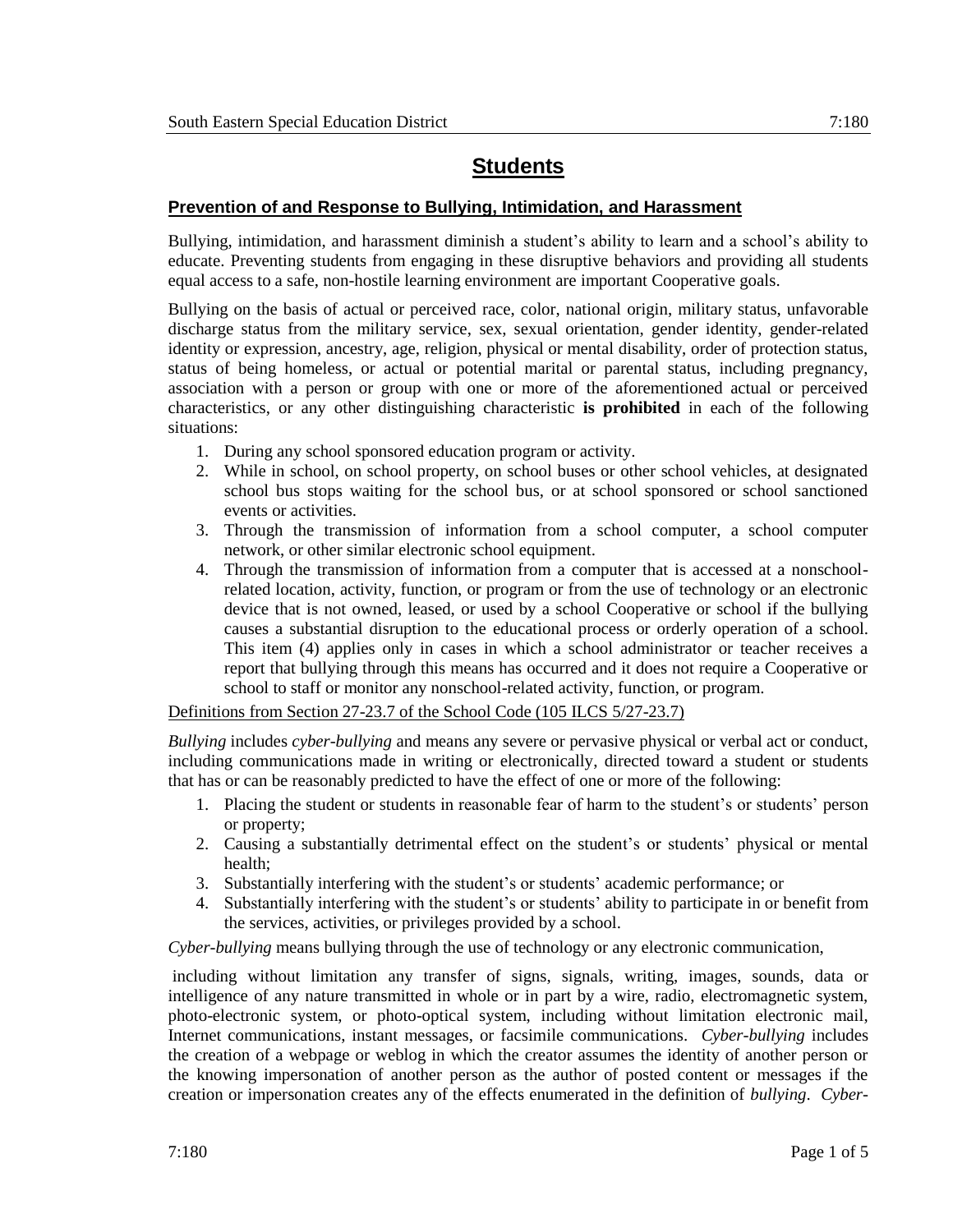# Students

## Prevention of and Response to Bullying, Intimidation, and Harassment

Bullying, intimidation, and harassment diminish a student's ability to learn and a school's ability to educate. Preventing students from engaging in these disruptive behaviors and providing all students equal access to a safe, non-hostile learning environment are important Cooperative goals.

Bullying on the basis of actual or perceived race, color, national origin, military status, unfavorable discharge status from the military service, sex, sexual orientation, gender identity, gender-related identity or expression, ancestry, age, religion, physical or mental disability, order of protection status, status of being homeless, or actual or potential marital or parental status, including pregnancy, association with a person or group with one or more of the aforementioned actual or perceived characteristics, or any other distinguishing characteristic **is prohibited** in each of the following situations:

1. During any school sponsored education program or activity.
2. While in school, on school property, on school buses or other school vehicles, at designated school bus stops waiting for the school bus, or at school sponsored or school sanctioned events or activities.
3. Through the transmission of information from a school computer, a school computer network, or other similar electronic school equipment.
4. Through the transmission of information from a computer that is accessed at a nonschool-related location, activity, function, or program or from the use of technology or an electronic device that is not owned, leased, or used by a school Cooperative or school if the bullying causes a substantial disruption to the educational process or orderly operation of a school. This item (4) applies only in cases in which a school administrator or teacher receives a report that bullying through this means has occurred and it does not require a Cooperative or school to staff or monitor any nonschool-related activity, function, or program.

Definitions from Section 27-23.7 of the School Code (105 ILCS 5/27-23.7)

*Bullying* includes *cyber-bullying* and means any severe or pervasive physical or verbal act or conduct, including communications made in writing or electronically, directed toward a student or students that has or can be reasonably predicted to have the effect of one or more of the following:

1. Placing the student or students in reasonable fear of harm to the student's or students' person or property;
2. Causing a substantially detrimental effect on the student's or students' physical or mental health;
3. Substantially interfering with the student's or students' academic performance; or
4. Substantially interfering with the student's or students' ability to participate in or benefit from the services, activities, or privileges provided by a school.

*Cyber-bullying* means bullying through the use of technology or any electronic communication, including without limitation any transfer of signs, signals, writing, images, sounds, data or intelligence of any nature transmitted in whole or in part by a wire, radio, electromagnetic system, photo-electronic system, or photo-optical system, including without limitation electronic mail, Internet communications, instant messages, or facsimile communications. *Cyber-bullying* includes the creation of a webpage or weblog in which the creator assumes the identity of another person or the knowing impersonation of another person as the author of posted content or messages if the creation or impersonation creates any of the effects enumerated in the definition of *bullying*. *Cyber-*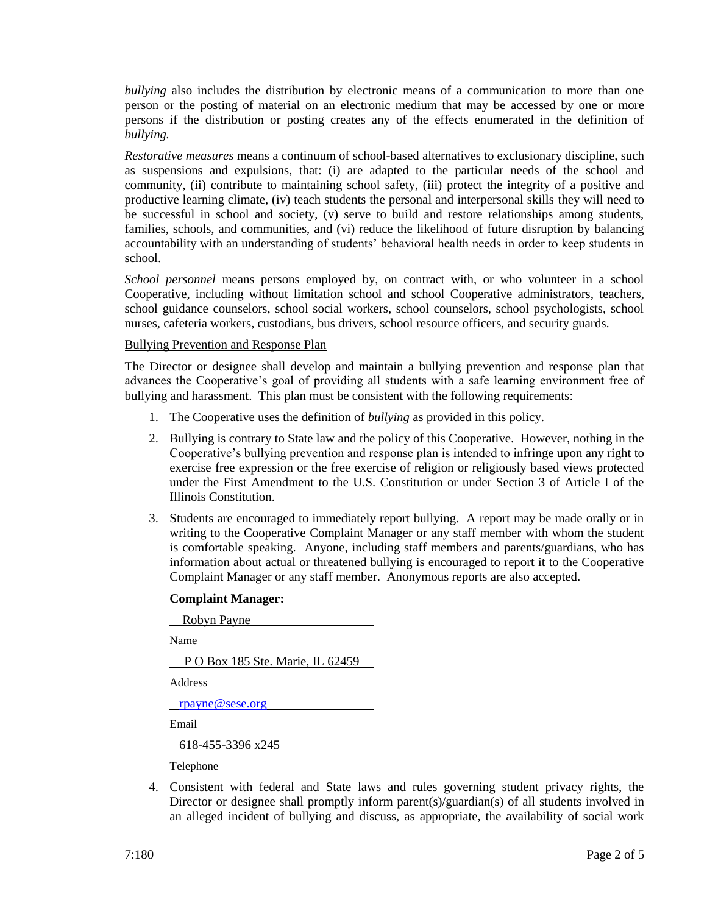*bullying* also includes the distribution by electronic means of a communication to more than one person or the posting of material on an electronic medium that may be accessed by one or more persons if the distribution or posting creates any of the effects enumerated in the definition of *bullying.*

*Restorative measures* means a continuum of school-based alternatives to exclusionary discipline, such as suspensions and expulsions, that: (i) are adapted to the particular needs of the school and community, (ii) contribute to maintaining school safety, (iii) protect the integrity of a positive and productive learning climate, (iv) teach students the personal and interpersonal skills they will need to be successful in school and society, (v) serve to build and restore relationships among students, families, schools, and communities, and (vi) reduce the likelihood of future disruption by balancing accountability with an understanding of students' behavioral health needs in order to keep students in school.

*School personnel* means persons employed by, on contract with, or who volunteer in a school Cooperative, including without limitation school and school Cooperative administrators, teachers, school guidance counselors, school social workers, school counselors, school psychologists, school nurses, cafeteria workers, custodians, bus drivers, school resource officers, and security guards.

<u>Bullying Prevention and Response Plan</u>

The Director or designee shall develop and maintain a bullying prevention and response plan that advances the Cooperative's goal of providing all students with a safe learning environment free of bullying and harassment. This plan must be consistent with the following requirements:

1. The Cooperative uses the definition of *bullying* as provided in this policy.
2. Bullying is contrary to State law and the policy of this Cooperative. However, nothing in the Cooperative's bullying prevention and response plan is intended to infringe upon any right to exercise free expression or the free exercise of religion or religiously based views protected under the First Amendment to the U.S. Constitution or under Section 3 of Article I of the Illinois Constitution.
3. Students are encouraged to immediately report bullying. A report may be made orally or in writing to the Cooperative Complaint Manager or any staff member with whom the student is comfortable speaking. Anyone, including staff members and parents/guardians, who has information about actual or threatened bullying is encouraged to report it to the Cooperative Complaint Manager or any staff member. Anonymous reports are also accepted.

   **Complaint Manager:**

   Robyn Payne
   Name

   P O Box 185 Ste. Marie, IL 62459
   Address

   rpayne@sese.org
   Email

   618-455-3396 x245
   Telephone

4. Consistent with federal and State laws and rules governing student privacy rights, the Director or designee shall promptly inform parent(s)/guardian(s) of all students involved in an alleged incident of bullying and discuss, as appropriate, the availability of social work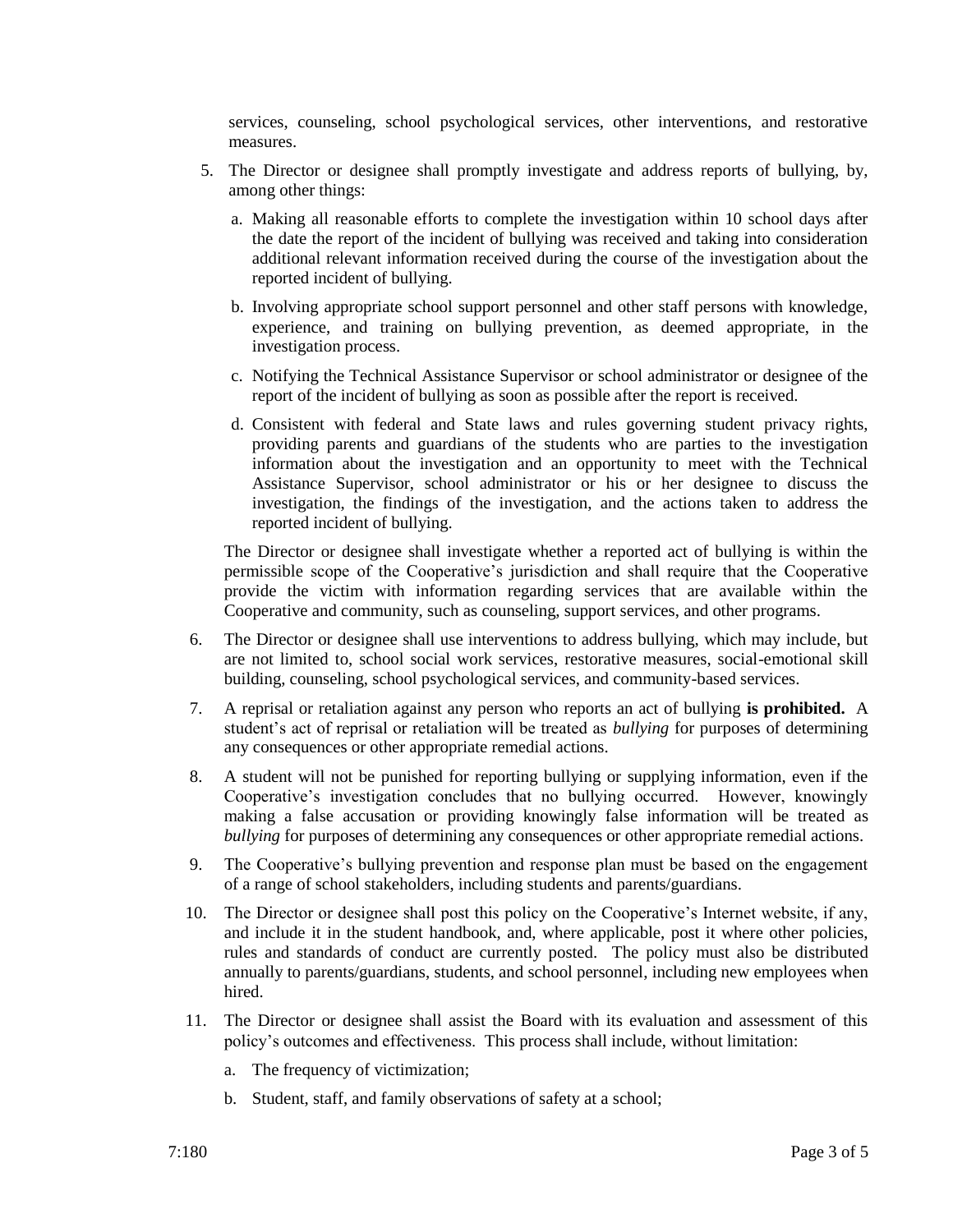services, counseling, school psychological services, other interventions, and restorative measures.

5. The Director or designee shall promptly investigate and address reports of bullying, by, among other things:

   a. Making all reasonable efforts to complete the investigation within 10 school days after the date the report of the incident of bullying was received and taking into consideration additional relevant information received during the course of the investigation about the reported incident of bullying.

   b. Involving appropriate school support personnel and other staff persons with knowledge, experience, and training on bullying prevention, as deemed appropriate, in the investigation process.

   c. Notifying the Technical Assistance Supervisor or school administrator or designee of the report of the incident of bullying as soon as possible after the report is received.

   d. Consistent with federal and State laws and rules governing student privacy rights, providing parents and guardians of the students who are parties to the investigation information about the investigation and an opportunity to meet with the Technical Assistance Supervisor, school administrator or his or her designee to discuss the investigation, the findings of the investigation, and the actions taken to address the reported incident of bullying.

   The Director or designee shall investigate whether a reported act of bullying is within the permissible scope of the Cooperative's jurisdiction and shall require that the Cooperative provide the victim with information regarding services that are available within the Cooperative and community, such as counseling, support services, and other programs.

6. The Director or designee shall use interventions to address bullying, which may include, but are not limited to, school social work services, restorative measures, social-emotional skill building, counseling, school psychological services, and community-based services.

7. A reprisal or retaliation against any person who reports an act of bullying **is prohibited.** A student's act of reprisal or retaliation will be treated as *bullying* for purposes of determining any consequences or other appropriate remedial actions.

8. A student will not be punished for reporting bullying or supplying information, even if the Cooperative's investigation concludes that no bullying occurred. However, knowingly making a false accusation or providing knowingly false information will be treated as *bullying* for purposes of determining any consequences or other appropriate remedial actions.

9. The Cooperative's bullying prevention and response plan must be based on the engagement of a range of school stakeholders, including students and parents/guardians.

10. The Director or designee shall post this policy on the Cooperative's Internet website, if any, and include it in the student handbook, and, where applicable, post it where other policies, rules and standards of conduct are currently posted. The policy must also be distributed annually to parents/guardians, students, and school personnel, including new employees when hired.

11. The Director or designee shall assist the Board with its evaluation and assessment of this policy's outcomes and effectiveness. This process shall include, without limitation:

    a. The frequency of victimization;

    b. Student, staff, and family observations of safety at a school;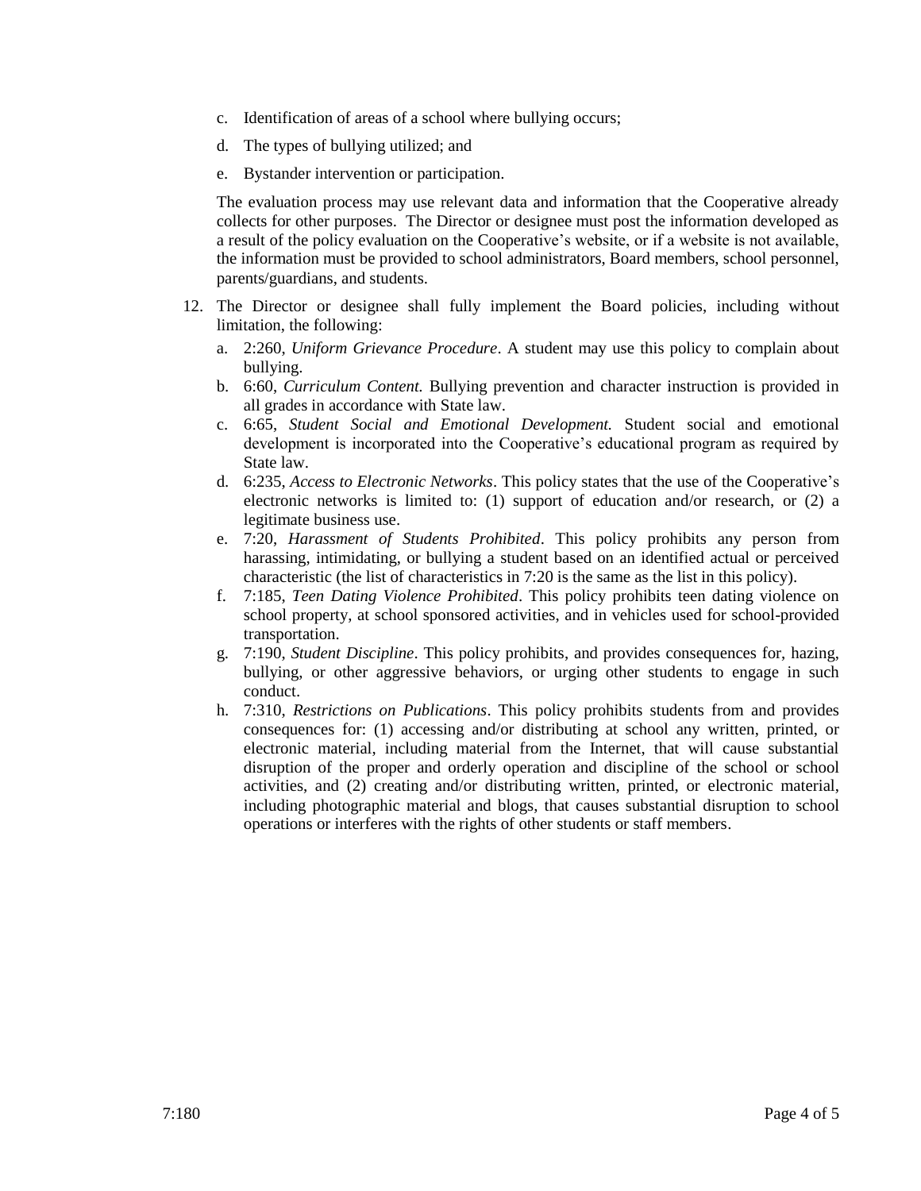c. Identification of areas of a school where bullying occurs;

   d. The types of bullying utilized; and

   e. Bystander intervention or participation.

   The evaluation process may use relevant data and information that the Cooperative already collects for other purposes. The Director or designee must post the information developed as a result of the policy evaluation on the Cooperative's website, or if a website is not available, the information must be provided to school administrators, Board members, school personnel, parents/guardians, and students.

12. The Director or designee shall fully implement the Board policies, including without limitation, the following:

   a. 2:260, *Uniform Grievance Procedure*. A student may use this policy to complain about bullying.

   b. 6:60, *Curriculum Content.* Bullying prevention and character instruction is provided in all grades in accordance with State law.

   c. 6:65, *Student Social and Emotional Development.* Student social and emotional development is incorporated into the Cooperative's educational program as required by State law.

   d. 6:235, *Access to Electronic Networks*. This policy states that the use of the Cooperative's electronic networks is limited to: (1) support of education and/or research, or (2) a legitimate business use.

   e. 7:20, *Harassment of Students Prohibited*. This policy prohibits any person from harassing, intimidating, or bullying a student based on an identified actual or perceived characteristic (the list of characteristics in 7:20 is the same as the list in this policy).

   f. 7:185, *Teen Dating Violence Prohibited*. This policy prohibits teen dating violence on school property, at school sponsored activities, and in vehicles used for school-provided transportation.

   g. 7:190, *Student Discipline*. This policy prohibits, and provides consequences for, hazing, bullying, or other aggressive behaviors, or urging other students to engage in such conduct.

   h. 7:310, *Restrictions on Publications*. This policy prohibits students from and provides consequences for: (1) accessing and/or distributing at school any written, printed, or electronic material, including material from the Internet, that will cause substantial disruption of the proper and orderly operation and discipline of the school or school activities, and (2) creating and/or distributing written, printed, or electronic material, including photographic material and blogs, that causes substantial disruption to school operations or interferes with the rights of other students or staff members.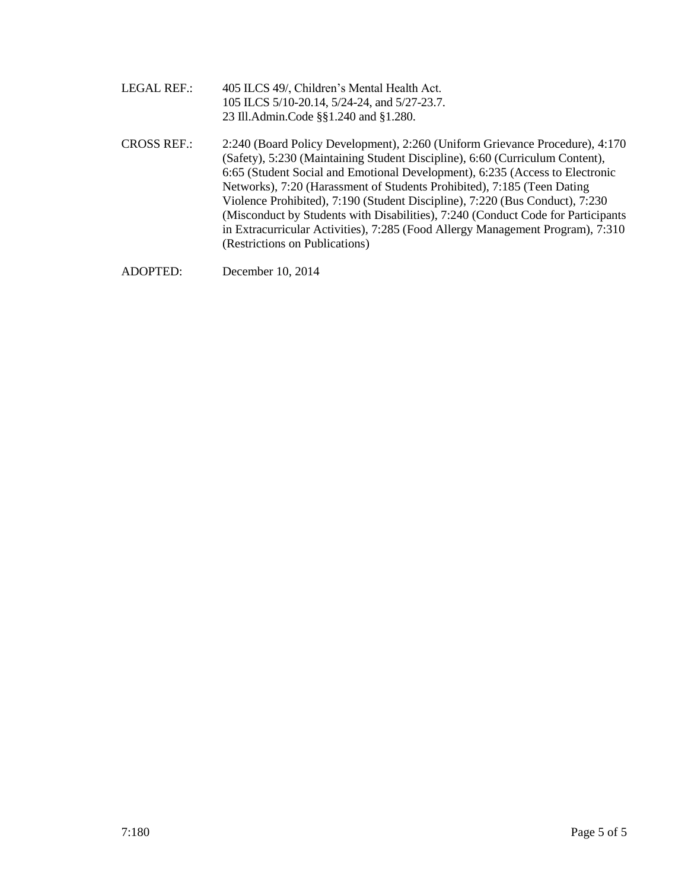LEGAL REF.: 405 ILCS 49/, Children's Mental Health Act.
105 ILCS 5/10-20.14, 5/24-24, and 5/27-23.7.
23 Ill.Admin.Code §§1.240 and §1.280.

CROSS REF.: 2:240 (Board Policy Development), 2:260 (Uniform Grievance Procedure), 4:170 (Safety), 5:230 (Maintaining Student Discipline), 6:60 (Curriculum Content), 6:65 (Student Social and Emotional Development), 6:235 (Access to Electronic Networks), 7:20 (Harassment of Students Prohibited), 7:185 (Teen Dating Violence Prohibited), 7:190 (Student Discipline), 7:220 (Bus Conduct), 7:230 (Misconduct by Students with Disabilities), 7:240 (Conduct Code for Participants in Extracurricular Activities), 7:285 (Food Allergy Management Program), 7:310 (Restrictions on Publications)

ADOPTED: December 10, 2014